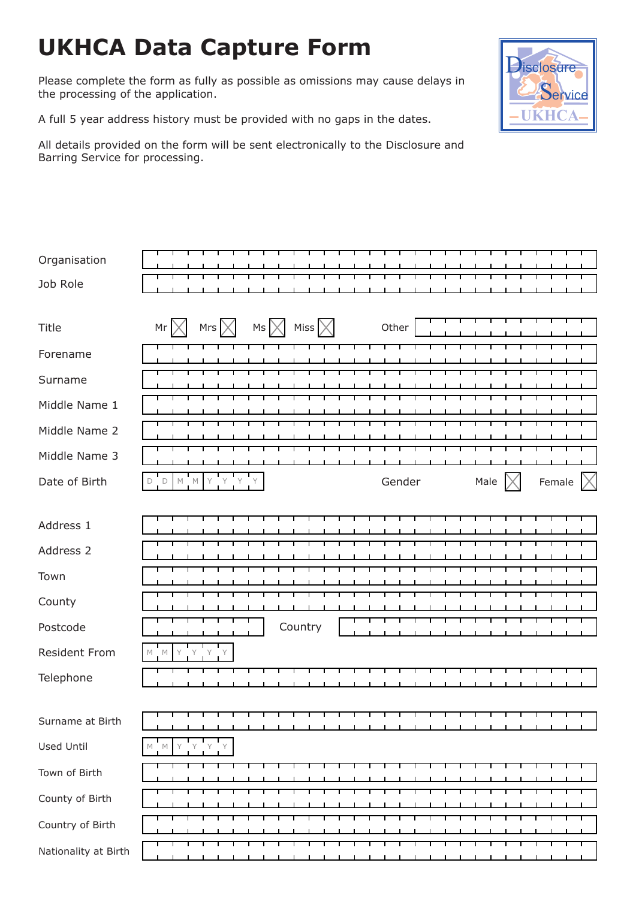# UKHCA Data Capture Form

Please complete the form as fully as possible as omissions may cause delays in the processing of the application.

A full 5 year address history must be provided with no gaps in the dates.

All details provided on the form will be sent electronically to the Disclosure and Barring Service for processing.

Disclosure Service UKHCA

Organisation

Job Role

Title Mr ☐ Mrs ☐ Ms ☐ Miss ☐ Other

Forename

Surname

Middle Name 1

Middle Name 2

Middle Name 3

Date of Birth D D M M Y Y Y Y Gender Male ☐ Female ☐

Address 1

Address 2

Town

County

Postcode Country

Resident From M M Y Y Y Y

Telephone

Surname at Birth

Used Until M M Y Y Y Y

Town of Birth

County of Birth

Country of Birth

Nationality at Birth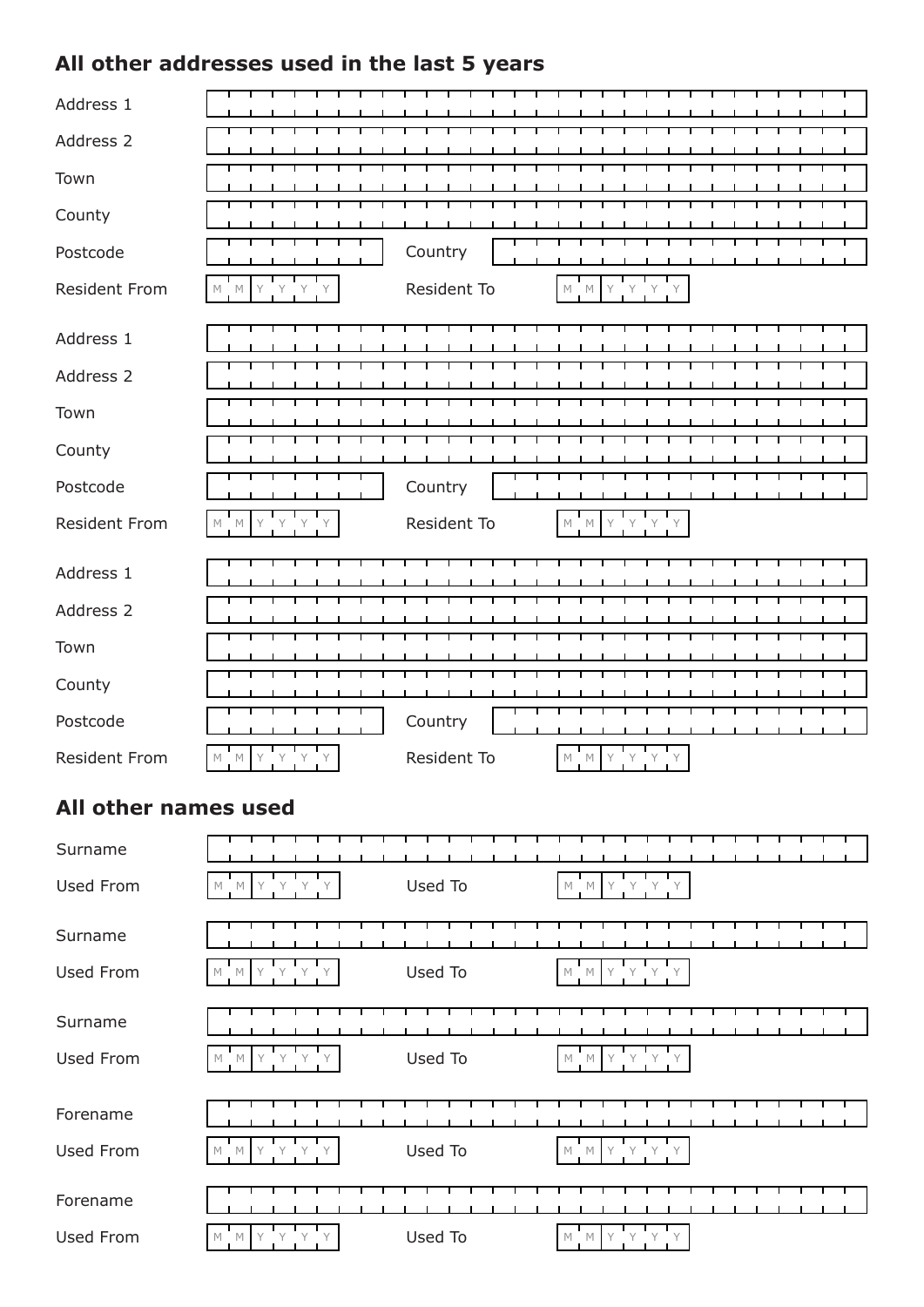## All other addresses used in the last 5 years

| | | | |
|---|---|---|---|
| Address 1 | | | |
| Address 2 | | | |
| Town | | | |
| County | | | |
| Postcode | | Country | |
| Resident From | MM YYYY | Resident To | MM YYYY |

| | | | |
|---|---|---|---|
| Address 1 | | | |
| Address 2 | | | |
| Town | | | |
| County | | | |
| Postcode | | Country | |
| Resident From | MM YYYY | Resident To | MM YYYY |

| | | | |
|---|---|---|---|
| Address 1 | | | |
| Address 2 | | | |
| Town | | | |
| County | | | |
| Postcode | | Country | |
| Resident From | MM YYYY | Resident To | MM YYYY |

## All other names used

| | | | |
|---|---|---|---|
| Surname | | | |
| Used From | MM YYYY | Used To | MM YYYY |

| | | | |
|---|---|---|---|
| Surname | | | |
| Used From | MM YYYY | Used To | MM YYYY |

| | | | |
|---|---|---|---|
| Surname | | | |
| Used From | MM YYYY | Used To | MM YYYY |

| | | | |
|---|---|---|---|
| Forename | | | |
| Used From | MM YYYY | Used To | MM YYYY |

| | | | |
|---|---|---|---|
| Forename | | | |
| Used From | MM YYYY | Used To | MM YYYY |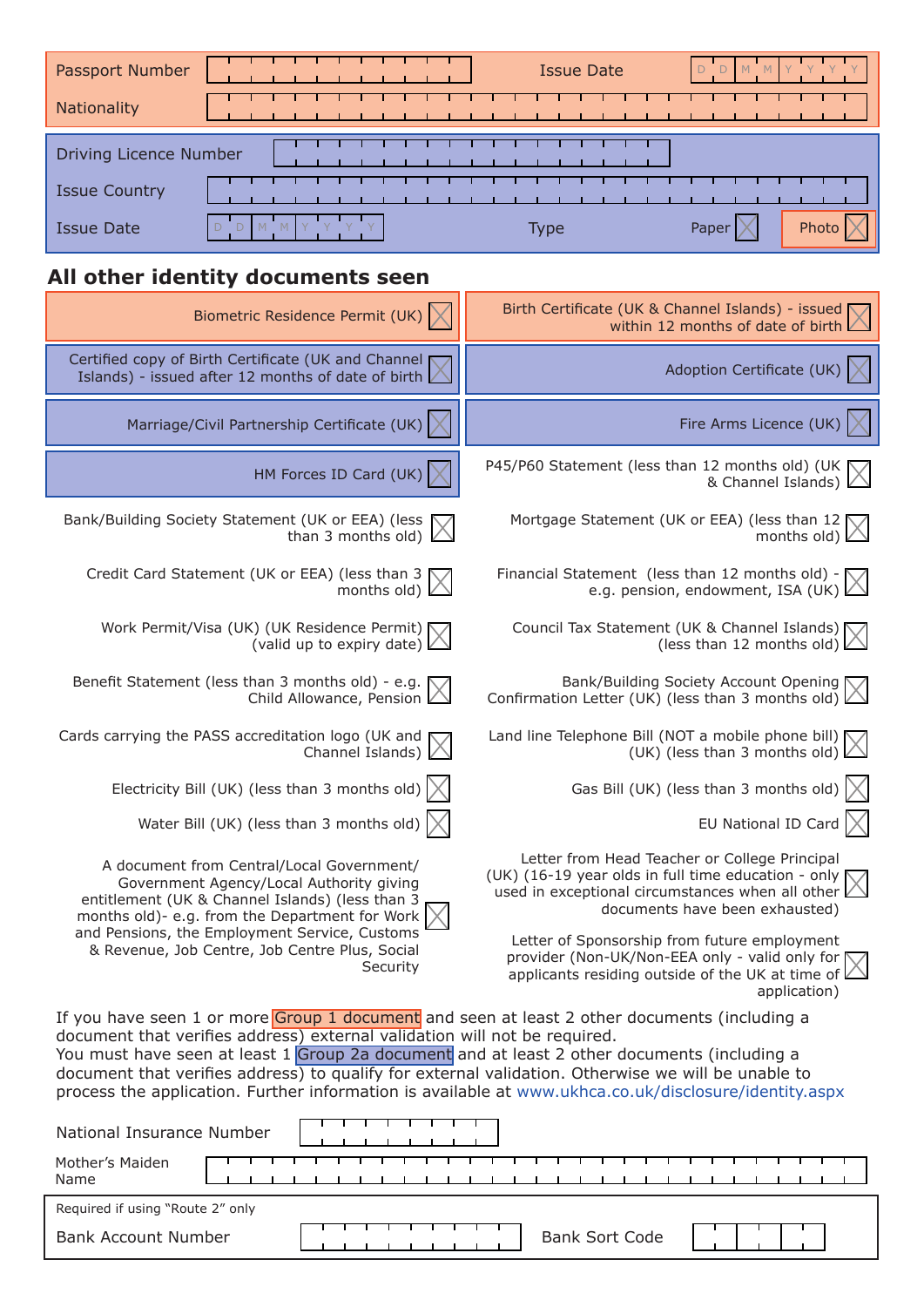Passport Number | Issue Date D D M M Y Y Y Y

Nationality

Driving Licence Number

Issue Country

Issue Date D D M M Y Y Y Y | Type | Paper ☐ | Photo ☐

## All other identity documents seen

- Biometric Residence Permit (UK) ☐
- Birth Certificate (UK & Channel Islands) - issued within 12 months of date of birth ☐
- Certified copy of Birth Certificate (UK and Channel Islands) - issued after 12 months of date of birth ☐
- Adoption Certificate (UK) ☐
- Marriage/Civil Partnership Certificate (UK) ☐
- Fire Arms Licence (UK) ☐
- HM Forces ID Card (UK) ☐
- P45/P60 Statement (less than 12 months old) (UK & Channel Islands) ☐
- Bank/Building Society Statement (UK or EEA) (less than 3 months old) ☐
- Mortgage Statement (UK or EEA) (less than 12 months old) ☐
- Credit Card Statement (UK or EEA) (less than 3 months old) ☐
- Financial Statement (less than 12 months old) - e.g. pension, endowment, ISA (UK) ☐
- Work Permit/Visa (UK) (UK Residence Permit) (valid up to expiry date) ☐
- Council Tax Statement (UK & Channel Islands) (less than 12 months old) ☐
- Benefit Statement (less than 3 months old) - e.g. Child Allowance, Pension ☐
- Bank/Building Society Account Opening Confirmation Letter (UK) (less than 3 months old) ☐
- Cards carrying the PASS accreditation logo (UK and Channel Islands) ☐
- Land line Telephone Bill (NOT a mobile phone bill) (UK) (less than 3 months old) ☐
- Electricity Bill (UK) (less than 3 months old) ☐
- Gas Bill (UK) (less than 3 months old) ☐
- Water Bill (UK) (less than 3 months old) ☐
- EU National ID Card ☐
- A document from Central/Local Government/ Government Agency/Local Authority giving entitlement (UK & Channel Islands) (less than 3 months old)- e.g. from the Department for Work and Pensions, the Employment Service, Customs & Revenue, Job Centre, Job Centre Plus, Social Security ☐
- Letter from Head Teacher or College Principal (UK) (16-19 year olds in full time education - only used in exceptional circumstances when all other documents have been exhausted) ☐
- Letter of Sponsorship from future employment provider (Non-UK/Non-EEA only - valid only for applicants residing outside of the UK at time of application) ☐

If you have seen 1 or more Group 1 document and seen at least 2 other documents (including a document that verifies address) external validation will not be required.
You must have seen at least 1 Group 2a document and at least 2 other documents (including a document that verifies address) to qualify for external validation. Otherwise we will be unable to process the application. Further information is available at www.ukhca.co.uk/disclosure/identity.aspx

National Insurance Number

Mother's Maiden Name

Required if using "Route 2" only

Bank Account Number | Bank Sort Code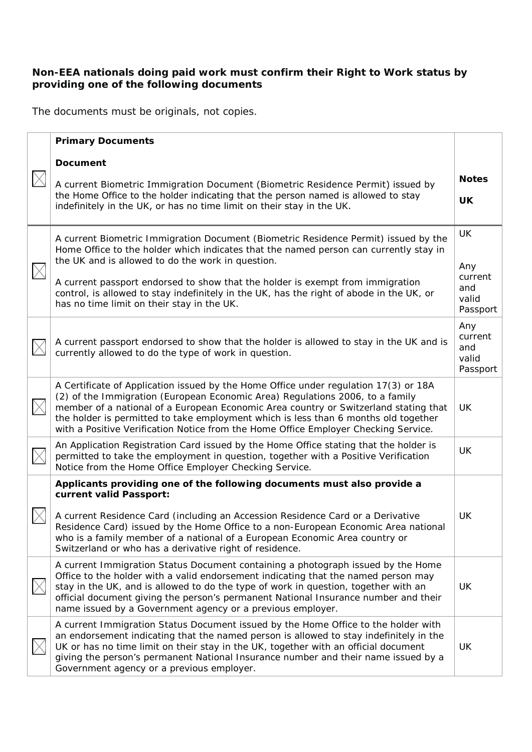**Non-EEA nationals doing paid work must confirm their Right to Work status by providing one of the following documents**

The documents must be originals, not copies.

| | **Primary Documents**<br><br>**Document**<br><br>A current Biometric Immigration Document (Biometric Residence Permit) issued by the Home Office to the holder indicating that the person named is allowed to stay indefinitely in the UK, or has no time limit on their stay in the UK. | **Notes**<br><br>**UK** |
|---|---|---|
| ☒ | A current Biometric Immigration Document (Biometric Residence Permit) issued by the Home Office to the holder which indicates that the named person can currently stay in the UK and is allowed to do the work in question.<br><br>A current passport endorsed to show that the holder is exempt from immigration control, is allowed to stay indefinitely in the UK, has the right of abode in the UK, or has no time limit on their stay in the UK. | UK<br><br>Any current and valid Passport |
| ☒ | A current passport endorsed to show that the holder is allowed to stay in the UK and is currently allowed to do the type of work in question. | Any current and valid Passport |
| ☒ | A Certificate of Application issued by the Home Office under regulation 17(3) or 18A (2) of the Immigration (European Economic Area) Regulations 2006, to a family member of a national of a European Economic Area country or Switzerland stating that the holder is permitted to take employment which is less than 6 months old together with a Positive Verification Notice from the Home Office Employer Checking Service. | UK |
| ☒ | An Application Registration Card issued by the Home Office stating that the holder is permitted to take the employment in question, together with a Positive Verification Notice from the Home Office Employer Checking Service. | UK |
| ☒ | **Applicants providing one of the following documents must also provide a current valid Passport:**<br><br>A current Residence Card (including an Accession Residence Card or a Derivative Residence Card) issued by the Home Office to a non-European Economic Area national who is a family member of a national of a European Economic Area country or Switzerland or who has a derivative right of residence. | UK |
| ☒ | A current Immigration Status Document containing a photograph issued by the Home Office to the holder with a valid endorsement indicating that the named person may stay in the UK, and is allowed to do the type of work in question, together with an official document giving the person's permanent National Insurance number and their name issued by a Government agency or a previous employer. | UK |
| ☒ | A current Immigration Status Document issued by the Home Office to the holder with an endorsement indicating that the named person is allowed to stay indefinitely in the UK or has no time limit on their stay in the UK, together with an official document giving the person's permanent National Insurance number and their name issued by a Government agency or a previous employer. | UK |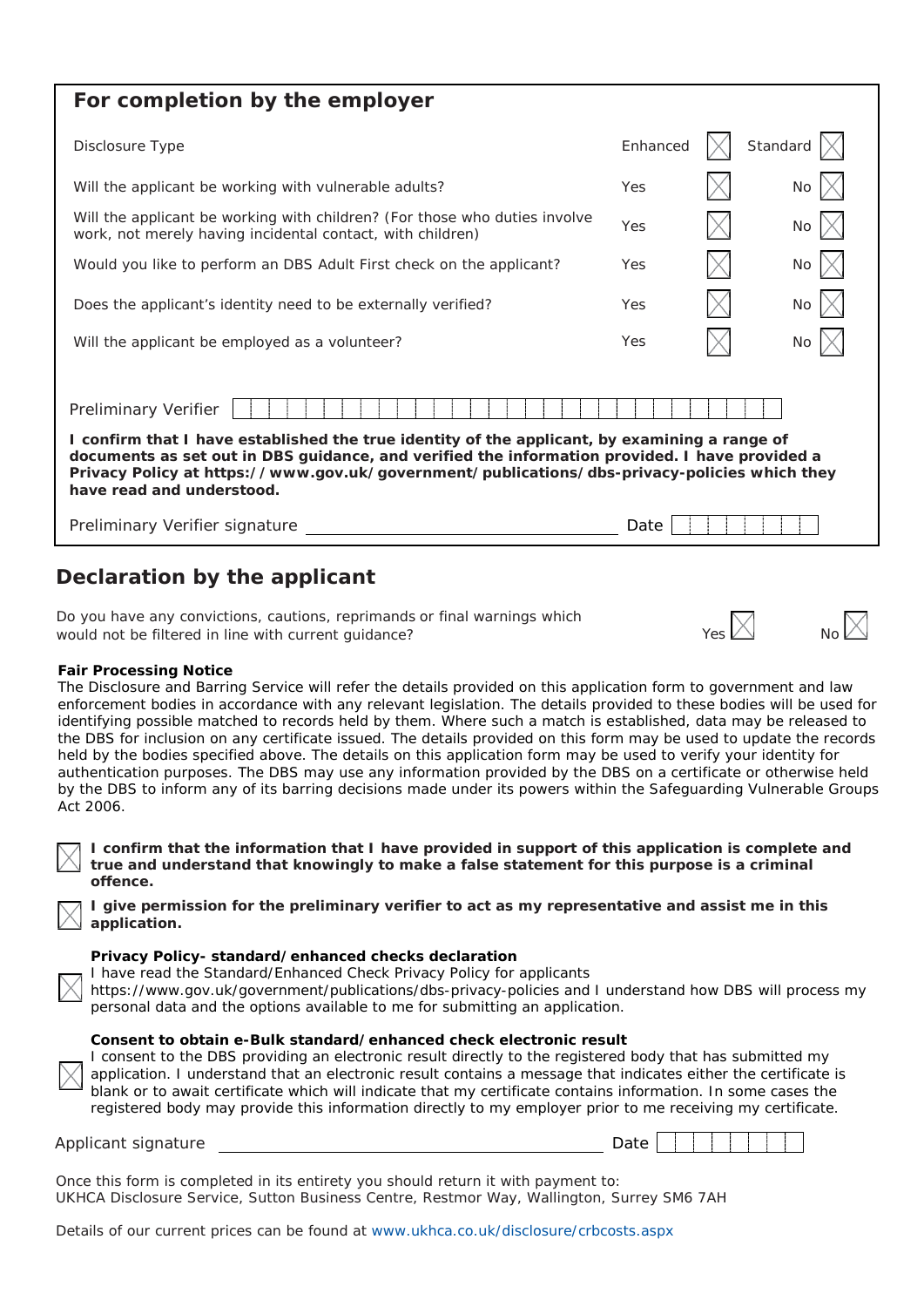## For completion by the employer

| | | | | |
|---|---|---|---|---|
| Disclosure Type | Enhanced | ☒ | Standard | ☒ |
| Will the applicant be working with vulnerable adults? | Yes | ☒ | No | ☒ |
| Will the applicant be working with children? (For those who duties involve work, not merely having incidental contact, with children) | Yes | ☒ | No | ☒ |
| Would you like to perform an DBS Adult First check on the applicant? | Yes | ☒ | No | ☒ |
| Does the applicant's identity need to be externally verified? | Yes | ☒ | No | ☒ |
| Will the applicant be employed as a volunteer? | Yes | ☒ | No | ☒ |

Preliminary Verifier

**I confirm that I have established the true identity of the applicant, by examining a range of documents as set out in DBS guidance, and verified the information provided. I have provided a Privacy Policy at https://www.gov.uk/government/publications/dbs-privacy-policies which they have read and understood.**

Preliminary Verifier signature ______________________ Date

## Declaration by the applicant

Do you have any convictions, cautions, reprimands or final warnings which would not be filtered in line with current guidance? Yes ☒ No ☒

**Fair Processing Notice**
The Disclosure and Barring Service will refer the details provided on this application form to government and law enforcement bodies in accordance with any relevant legislation. The details provided to these bodies will be used for identifying possible matched to records held by them. Where such a match is established, data may be released to the DBS for inclusion on any certificate issued. The details provided on this form may be used to update the records held by the bodies specified above. The details on this application form may be used to verify your identity for authentication purposes. The DBS may use any information provided by the DBS on a certificate or otherwise held by the DBS to inform any of its barring decisions made under its powers within the Safeguarding Vulnerable Groups Act 2006.

☒ **I confirm that the information that I have provided in support of this application is complete and true and understand that knowingly to make a false statement for this purpose is a criminal offence.**

☒ **I give permission for the preliminary verifier to act as my representative and assist me in this application.**

☒ **Privacy Policy- standard/enhanced checks declaration**
I have read the Standard/Enhanced Check Privacy Policy for applicants https://www.gov.uk/government/publications/dbs-privacy-policies and I understand how DBS will process my personal data and the options available to me for submitting an application.

☒ **Consent to obtain e-Bulk standard/enhanced check electronic result**
I consent to the DBS providing an electronic result directly to the registered body that has submitted my application. I understand that an electronic result contains a message that indicates either the certificate is blank or to await certificate which will indicate that my certificate contains information. In some cases the registered body may provide this information directly to my employer prior to me receiving my certificate.

Applicant signature ______________________ Date

Once this form is completed in its entirety you should return it with payment to:
UKHCA Disclosure Service, Sutton Business Centre, Restmor Way, Wallington, Surrey SM6 7AH

Details of our current prices can be found at www.ukhca.co.uk/disclosure/crbcosts.aspx